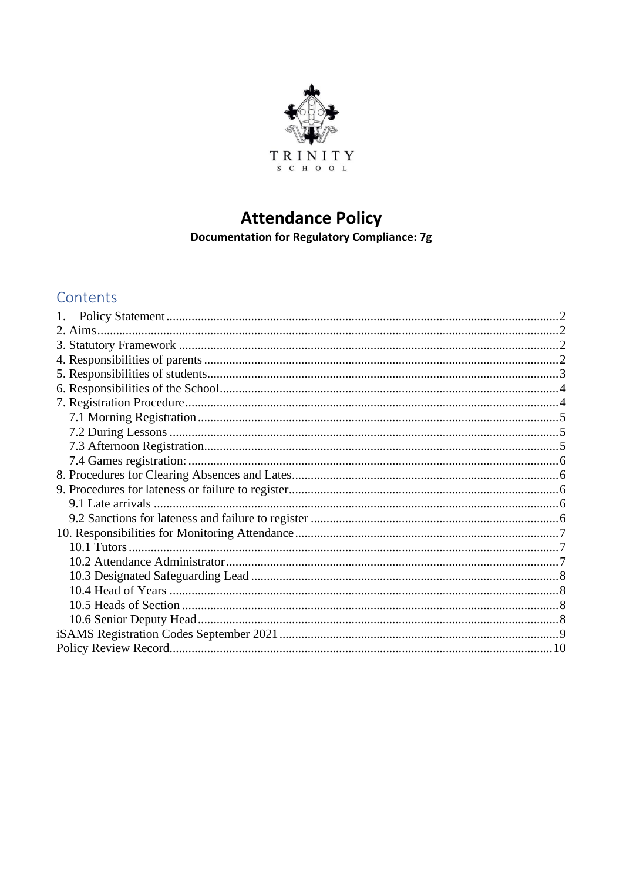TRINITY
SCHOOL

# Attendance Policy

**Documentation for Regulatory Compliance: 7g**

## Contents

1. Policy Statement....2
2. Aims....2
3. Statutory Framework....2
4. Responsibilities of parents....2
5. Responsibilities of students....3
6. Responsibilities of the School....4
7. Registration Procedure....4
   - 7.1 Morning Registration....5
   - 7.2 During Lessons....5
   - 7.3 Afternoon Registration....5
   - 7.4 Games registration:....6
8. Procedures for Clearing Absences and Lates....6
9. Procedures for lateness or failure to register....6
   - 9.1 Late arrivals....6
   - 9.2 Sanctions for lateness and failure to register....6
10. Responsibilities for Monitoring Attendance....7
    - 10.1 Tutors....7
    - 10.2 Attendance Administrator....7
    - 10.3 Designated Safeguarding Lead....8
    - 10.4 Head of Years....8
    - 10.5 Heads of Section....8
    - 10.6 Senior Deputy Head....8

iSAMS Registration Codes September 2021....9

Policy Review Record....10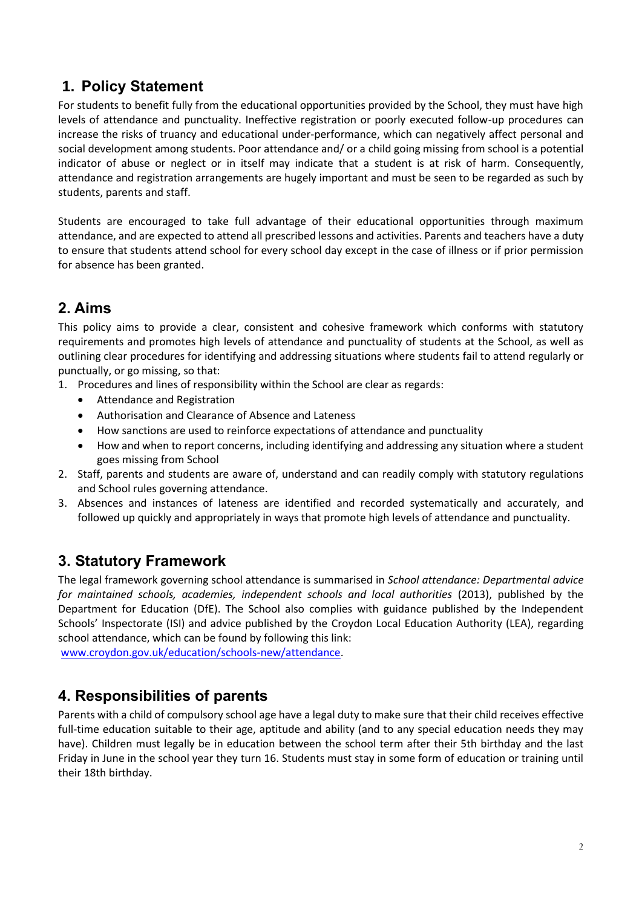## 1. Policy Statement

For students to benefit fully from the educational opportunities provided by the School, they must have high levels of attendance and punctuality. Ineffective registration or poorly executed follow-up procedures can increase the risks of truancy and educational under-performance, which can negatively affect personal and social development among students. Poor attendance and/ or a child going missing from school is a potential indicator of abuse or neglect or in itself may indicate that a student is at risk of harm. Consequently, attendance and registration arrangements are hugely important and must be seen to be regarded as such by students, parents and staff.

Students are encouraged to take full advantage of their educational opportunities through maximum attendance, and are expected to attend all prescribed lessons and activities. Parents and teachers have a duty to ensure that students attend school for every school day except in the case of illness or if prior permission for absence has been granted.

## 2. Aims

This policy aims to provide a clear, consistent and cohesive framework which conforms with statutory requirements and promotes high levels of attendance and punctuality of students at the School, as well as outlining clear procedures for identifying and addressing situations where students fail to attend regularly or punctually, or go missing, so that:

1. Procedures and lines of responsibility within the School are clear as regards:
   - Attendance and Registration
   - Authorisation and Clearance of Absence and Lateness
   - How sanctions are used to reinforce expectations of attendance and punctuality
   - How and when to report concerns, including identifying and addressing any situation where a student goes missing from School
2. Staff, parents and students are aware of, understand and can readily comply with statutory regulations and School rules governing attendance.
3. Absences and instances of lateness are identified and recorded systematically and accurately, and followed up quickly and appropriately in ways that promote high levels of attendance and punctuality.

## 3. Statutory Framework

The legal framework governing school attendance is summarised in *School attendance: Departmental advice for maintained schools, academies, independent schools and local authorities* (2013), published by the Department for Education (DfE). The School also complies with guidance published by the Independent Schools' Inspectorate (ISI) and advice published by the Croydon Local Education Authority (LEA), regarding school attendance, which can be found by following this link:
www.croydon.gov.uk/education/schools-new/attendance.

## 4. Responsibilities of parents

Parents with a child of compulsory school age have a legal duty to make sure that their child receives effective full-time education suitable to their age, aptitude and ability (and to any special education needs they may have). Children must legally be in education between the school term after their 5th birthday and the last Friday in June in the school year they turn 16. Students must stay in some form of education or training until their 18th birthday.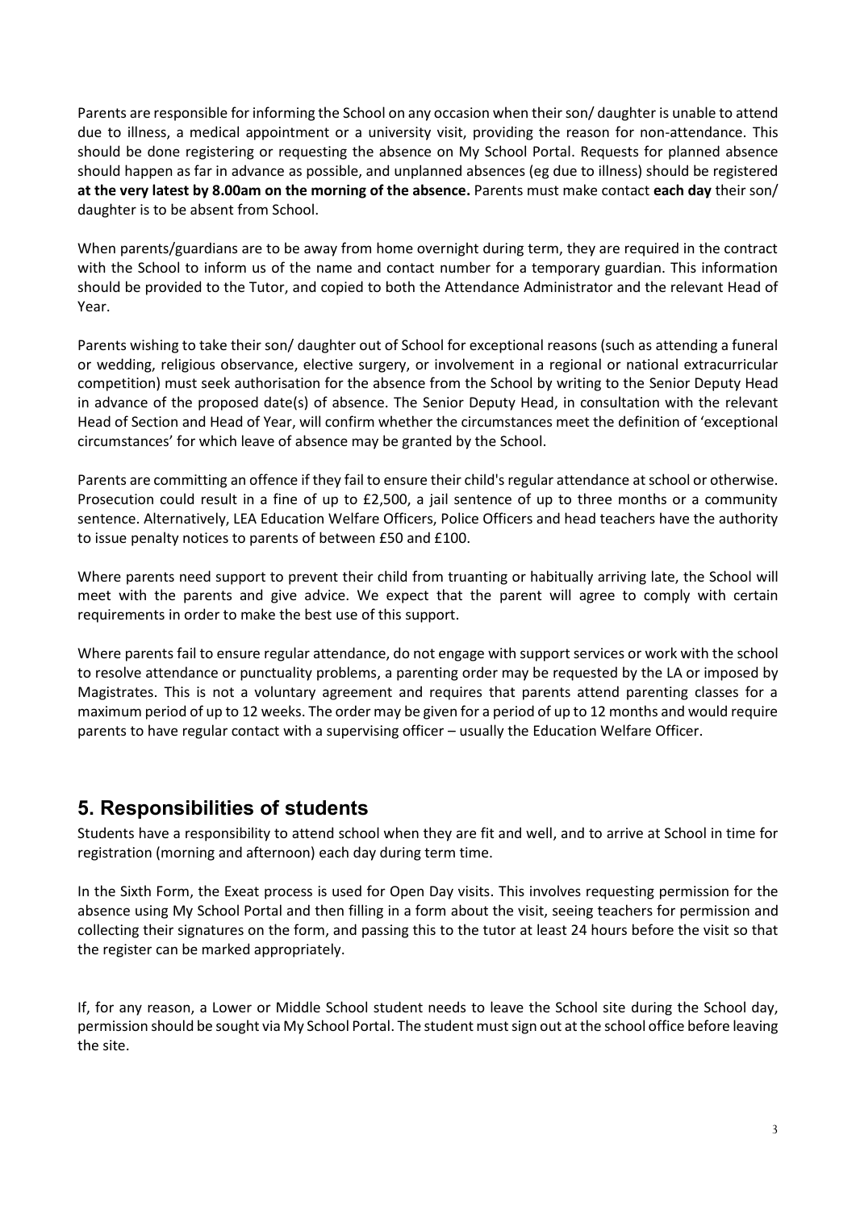Parents are responsible for informing the School on any occasion when their son/ daughter is unable to attend due to illness, a medical appointment or a university visit, providing the reason for non-attendance. This should be done registering or requesting the absence on My School Portal. Requests for planned absence should happen as far in advance as possible, and unplanned absences (eg due to illness) should be registered **at the very latest by 8.00am on the morning of the absence.** Parents must make contact **each day** their son/ daughter is to be absent from School.

When parents/guardians are to be away from home overnight during term, they are required in the contract with the School to inform us of the name and contact number for a temporary guardian. This information should be provided to the Tutor, and copied to both the Attendance Administrator and the relevant Head of Year.

Parents wishing to take their son/ daughter out of School for exceptional reasons (such as attending a funeral or wedding, religious observance, elective surgery, or involvement in a regional or national extracurricular competition) must seek authorisation for the absence from the School by writing to the Senior Deputy Head in advance of the proposed date(s) of absence. The Senior Deputy Head, in consultation with the relevant Head of Section and Head of Year, will confirm whether the circumstances meet the definition of 'exceptional circumstances' for which leave of absence may be granted by the School.

Parents are committing an offence if they fail to ensure their child's regular attendance at school or otherwise. Prosecution could result in a fine of up to £2,500, a jail sentence of up to three months or a community sentence. Alternatively, LEA Education Welfare Officers, Police Officers and head teachers have the authority to issue penalty notices to parents of between £50 and £100.

Where parents need support to prevent their child from truanting or habitually arriving late, the School will meet with the parents and give advice. We expect that the parent will agree to comply with certain requirements in order to make the best use of this support.

Where parents fail to ensure regular attendance, do not engage with support services or work with the school to resolve attendance or punctuality problems, a parenting order may be requested by the LA or imposed by Magistrates. This is not a voluntary agreement and requires that parents attend parenting classes for a maximum period of up to 12 weeks. The order may be given for a period of up to 12 months and would require parents to have regular contact with a supervising officer – usually the Education Welfare Officer.

## 5. Responsibilities of students

Students have a responsibility to attend school when they are fit and well, and to arrive at School in time for registration (morning and afternoon) each day during term time.

In the Sixth Form, the Exeat process is used for Open Day visits. This involves requesting permission for the absence using My School Portal and then filling in a form about the visit, seeing teachers for permission and collecting their signatures on the form, and passing this to the tutor at least 24 hours before the visit so that the register can be marked appropriately.

If, for any reason, a Lower or Middle School student needs to leave the School site during the School day, permission should be sought via My School Portal. The student must sign out at the school office before leaving the site.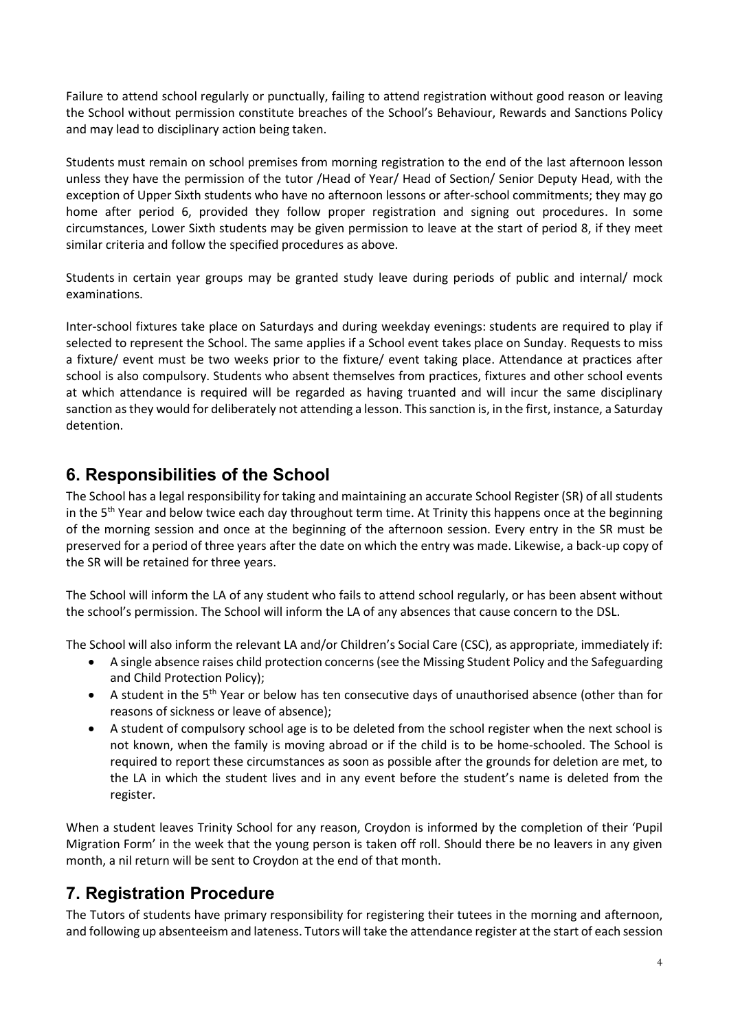Failure to attend school regularly or punctually, failing to attend registration without good reason or leaving the School without permission constitute breaches of the School's Behaviour, Rewards and Sanctions Policy and may lead to disciplinary action being taken.

Students must remain on school premises from morning registration to the end of the last afternoon lesson unless they have the permission of the tutor /Head of Year/ Head of Section/ Senior Deputy Head, with the exception of Upper Sixth students who have no afternoon lessons or after-school commitments; they may go home after period 6, provided they follow proper registration and signing out procedures. In some circumstances, Lower Sixth students may be given permission to leave at the start of period 8, if they meet similar criteria and follow the specified procedures as above.

Students in certain year groups may be granted study leave during periods of public and internal/ mock examinations.

Inter-school fixtures take place on Saturdays and during weekday evenings: students are required to play if selected to represent the School. The same applies if a School event takes place on Sunday. Requests to miss a fixture/ event must be two weeks prior to the fixture/ event taking place. Attendance at practices after school is also compulsory. Students who absent themselves from practices, fixtures and other school events at which attendance is required will be regarded as having truanted and will incur the same disciplinary sanction as they would for deliberately not attending a lesson. This sanction is, in the first, instance, a Saturday detention.

## 6. Responsibilities of the School

The School has a legal responsibility for taking and maintaining an accurate School Register (SR) of all students in the 5th Year and below twice each day throughout term time. At Trinity this happens once at the beginning of the morning session and once at the beginning of the afternoon session. Every entry in the SR must be preserved for a period of three years after the date on which the entry was made. Likewise, a back-up copy of the SR will be retained for three years.

The School will inform the LA of any student who fails to attend school regularly, or has been absent without the school's permission. The School will inform the LA of any absences that cause concern to the DSL.

The School will also inform the relevant LA and/or Children's Social Care (CSC), as appropriate, immediately if:

- A single absence raises child protection concerns (see the Missing Student Policy and the Safeguarding and Child Protection Policy);
- A student in the 5th Year or below has ten consecutive days of unauthorised absence (other than for reasons of sickness or leave of absence);
- A student of compulsory school age is to be deleted from the school register when the next school is not known, when the family is moving abroad or if the child is to be home-schooled. The School is required to report these circumstances as soon as possible after the grounds for deletion are met, to the LA in which the student lives and in any event before the student's name is deleted from the register.

When a student leaves Trinity School for any reason, Croydon is informed by the completion of their 'Pupil Migration Form' in the week that the young person is taken off roll. Should there be no leavers in any given month, a nil return will be sent to Croydon at the end of that month.

## 7. Registration Procedure

The Tutors of students have primary responsibility for registering their tutees in the morning and afternoon, and following up absenteeism and lateness. Tutors will take the attendance register at the start of each session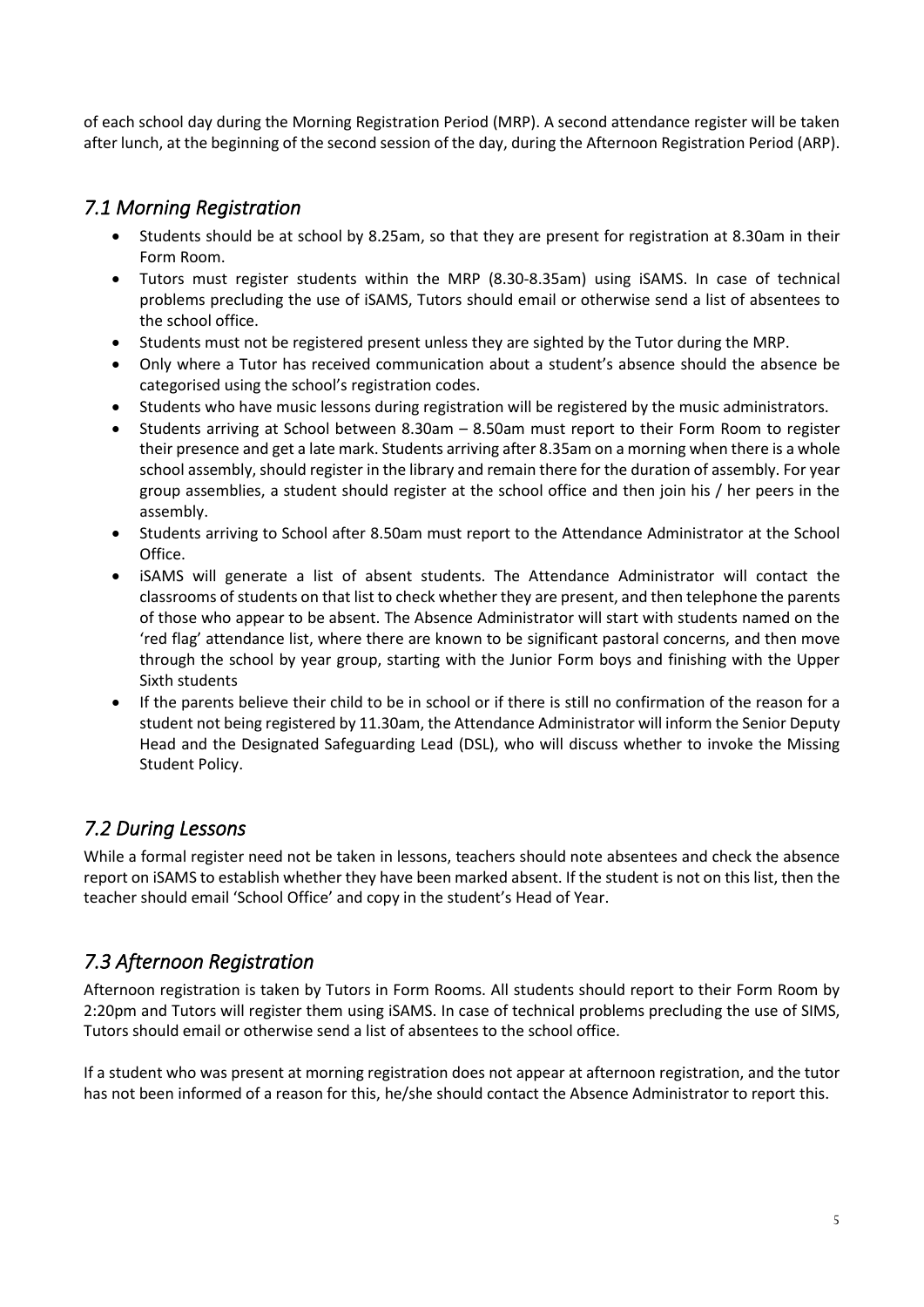of each school day during the Morning Registration Period (MRP). A second attendance register will be taken after lunch, at the beginning of the second session of the day, during the Afternoon Registration Period (ARP).

## *7.1 Morning Registration*

- Students should be at school by 8.25am, so that they are present for registration at 8.30am in their Form Room.
- Tutors must register students within the MRP (8.30-8.35am) using iSAMS. In case of technical problems precluding the use of iSAMS, Tutors should email or otherwise send a list of absentees to the school office.
- Students must not be registered present unless they are sighted by the Tutor during the MRP.
- Only where a Tutor has received communication about a student's absence should the absence be categorised using the school's registration codes.
- Students who have music lessons during registration will be registered by the music administrators.
- Students arriving at School between 8.30am – 8.50am must report to their Form Room to register their presence and get a late mark. Students arriving after 8.35am on a morning when there is a whole school assembly, should register in the library and remain there for the duration of assembly. For year group assemblies, a student should register at the school office and then join his / her peers in the assembly.
- Students arriving to School after 8.50am must report to the Attendance Administrator at the School Office.
- iSAMS will generate a list of absent students. The Attendance Administrator will contact the classrooms of students on that list to check whether they are present, and then telephone the parents of those who appear to be absent. The Absence Administrator will start with students named on the 'red flag' attendance list, where there are known to be significant pastoral concerns, and then move through the school by year group, starting with the Junior Form boys and finishing with the Upper Sixth students
- If the parents believe their child to be in school or if there is still no confirmation of the reason for a student not being registered by 11.30am, the Attendance Administrator will inform the Senior Deputy Head and the Designated Safeguarding Lead (DSL), who will discuss whether to invoke the Missing Student Policy.

## *7.2 During Lessons*

While a formal register need not be taken in lessons, teachers should note absentees and check the absence report on iSAMS to establish whether they have been marked absent. If the student is not on this list, then the teacher should email 'School Office' and copy in the student's Head of Year.

## *7.3 Afternoon Registration*

Afternoon registration is taken by Tutors in Form Rooms. All students should report to their Form Room by 2:20pm and Tutors will register them using iSAMS. In case of technical problems precluding the use of SIMS, Tutors should email or otherwise send a list of absentees to the school office.

If a student who was present at morning registration does not appear at afternoon registration, and the tutor has not been informed of a reason for this, he/she should contact the Absence Administrator to report this.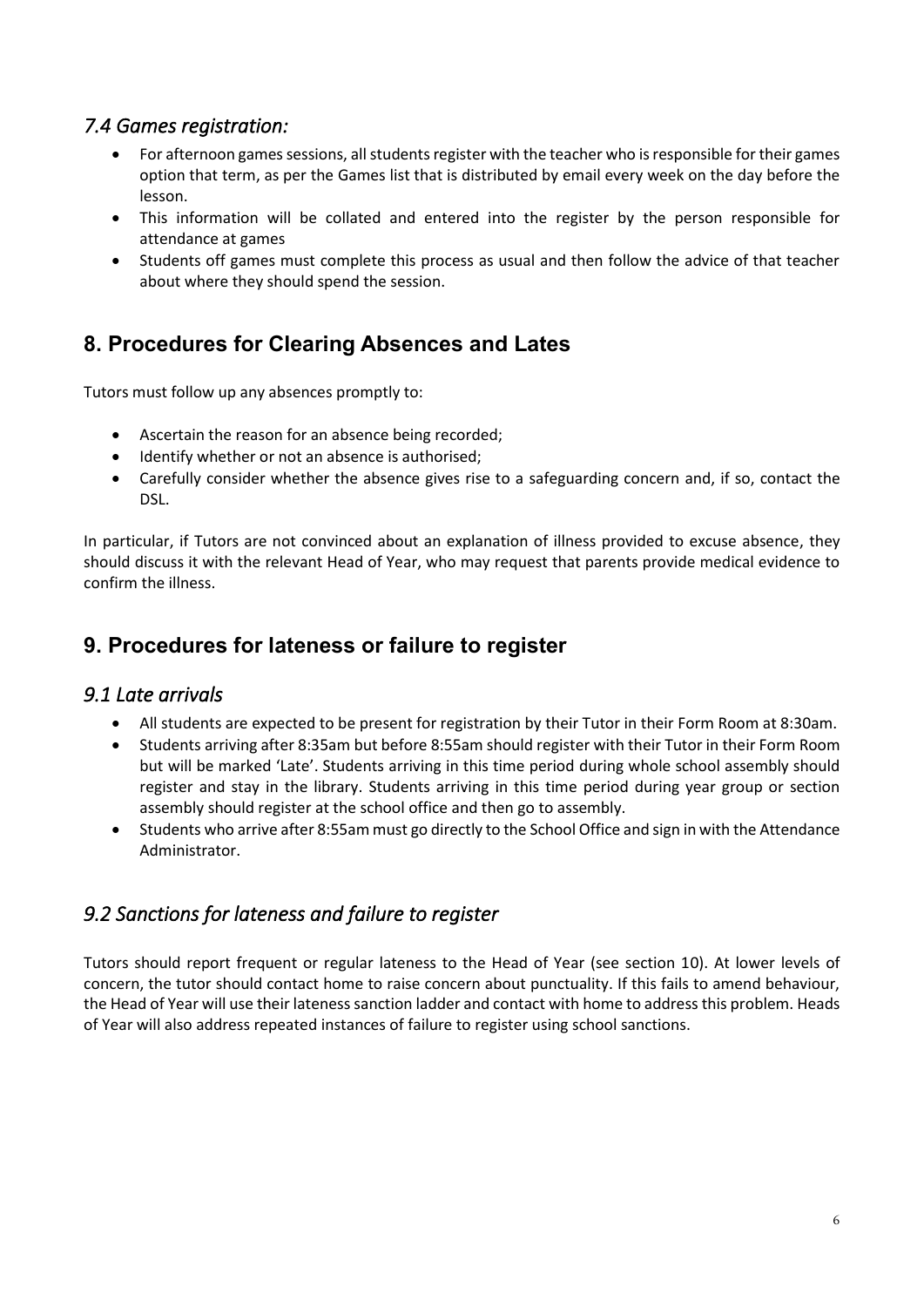### *7.4 Games registration:*

- For afternoon games sessions, all students register with the teacher who is responsible for their games option that term, as per the Games list that is distributed by email every week on the day before the lesson.
- This information will be collated and entered into the register by the person responsible for attendance at games
- Students off games must complete this process as usual and then follow the advice of that teacher about where they should spend the session.

## 8. Procedures for Clearing Absences and Lates

Tutors must follow up any absences promptly to:

- Ascertain the reason for an absence being recorded;
- Identify whether or not an absence is authorised;
- Carefully consider whether the absence gives rise to a safeguarding concern and, if so, contact the DSL.

In particular, if Tutors are not convinced about an explanation of illness provided to excuse absence, they should discuss it with the relevant Head of Year, who may request that parents provide medical evidence to confirm the illness.

## 9. Procedures for lateness or failure to register

### *9.1 Late arrivals*

- All students are expected to be present for registration by their Tutor in their Form Room at 8:30am.
- Students arriving after 8:35am but before 8:55am should register with their Tutor in their Form Room but will be marked 'Late'. Students arriving in this time period during whole school assembly should register and stay in the library. Students arriving in this time period during year group or section assembly should register at the school office and then go to assembly.
- Students who arrive after 8:55am must go directly to the School Office and sign in with the Attendance Administrator.

### *9.2 Sanctions for lateness and failure to register*

Tutors should report frequent or regular lateness to the Head of Year (see section 10). At lower levels of concern, the tutor should contact home to raise concern about punctuality. If this fails to amend behaviour, the Head of Year will use their lateness sanction ladder and contact with home to address this problem. Heads of Year will also address repeated instances of failure to register using school sanctions.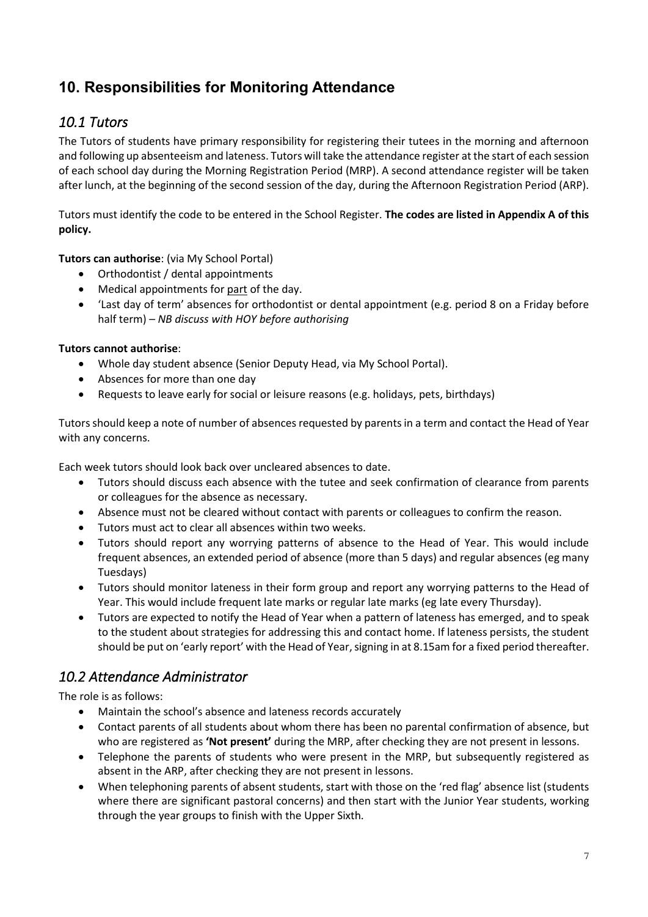## 10. Responsibilities for Monitoring Attendance

### *10.1 Tutors*

The Tutors of students have primary responsibility for registering their tutees in the morning and afternoon and following up absenteeism and lateness. Tutors will take the attendance register at the start of each session of each school day during the Morning Registration Period (MRP). A second attendance register will be taken after lunch, at the beginning of the second session of the day, during the Afternoon Registration Period (ARP).

Tutors must identify the code to be entered in the School Register. **The codes are listed in Appendix A of this policy.**

**Tutors can authorise**: (via My School Portal)

- Orthodontist / dental appointments
- Medical appointments for <u>part</u> of the day.
- 'Last day of term' absences for orthodontist or dental appointment (e.g. period 8 on a Friday before half term) – *NB discuss with HOY before authorising*

**Tutors cannot authorise**:

- Whole day student absence (Senior Deputy Head, via My School Portal).
- Absences for more than one day
- Requests to leave early for social or leisure reasons (e.g. holidays, pets, birthdays)

Tutors should keep a note of number of absences requested by parents in a term and contact the Head of Year with any concerns.

Each week tutors should look back over uncleared absences to date.

- Tutors should discuss each absence with the tutee and seek confirmation of clearance from parents or colleagues for the absence as necessary.
- Absence must not be cleared without contact with parents or colleagues to confirm the reason.
- Tutors must act to clear all absences within two weeks.
- Tutors should report any worrying patterns of absence to the Head of Year. This would include frequent absences, an extended period of absence (more than 5 days) and regular absences (eg many Tuesdays)
- Tutors should monitor lateness in their form group and report any worrying patterns to the Head of Year. This would include frequent late marks or regular late marks (eg late every Thursday).
- Tutors are expected to notify the Head of Year when a pattern of lateness has emerged, and to speak to the student about strategies for addressing this and contact home. If lateness persists, the student should be put on 'early report' with the Head of Year, signing in at 8.15am for a fixed period thereafter.

### *10.2 Attendance Administrator*

The role is as follows:

- Maintain the school's absence and lateness records accurately
- Contact parents of all students about whom there has been no parental confirmation of absence, but who are registered as **'Not present'** during the MRP, after checking they are not present in lessons.
- Telephone the parents of students who were present in the MRP, but subsequently registered as absent in the ARP, after checking they are not present in lessons.
- When telephoning parents of absent students, start with those on the 'red flag' absence list (students where there are significant pastoral concerns) and then start with the Junior Year students, working through the year groups to finish with the Upper Sixth.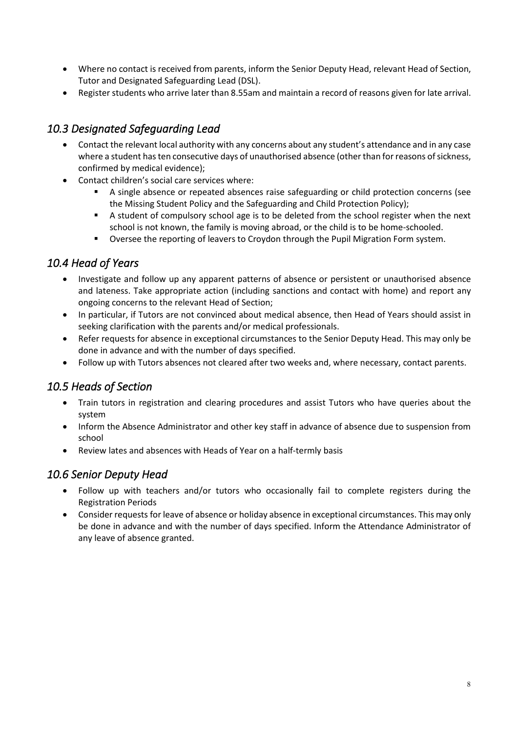- Where no contact is received from parents, inform the Senior Deputy Head, relevant Head of Section, Tutor and Designated Safeguarding Lead (DSL).
- Register students who arrive later than 8.55am and maintain a record of reasons given for late arrival.

## *10.3 Designated Safeguarding Lead*

- Contact the relevant local authority with any concerns about any student's attendance and in any case where a student has ten consecutive days of unauthorised absence (other than for reasons of sickness, confirmed by medical evidence);
- Contact children's social care services where:
  - A single absence or repeated absences raise safeguarding or child protection concerns (see the Missing Student Policy and the Safeguarding and Child Protection Policy);
  - A student of compulsory school age is to be deleted from the school register when the next school is not known, the family is moving abroad, or the child is to be home-schooled.
  - Oversee the reporting of leavers to Croydon through the Pupil Migration Form system.

## *10.4 Head of Years*

- Investigate and follow up any apparent patterns of absence or persistent or unauthorised absence and lateness. Take appropriate action (including sanctions and contact with home) and report any ongoing concerns to the relevant Head of Section;
- In particular, if Tutors are not convinced about medical absence, then Head of Years should assist in seeking clarification with the parents and/or medical professionals.
- Refer requests for absence in exceptional circumstances to the Senior Deputy Head. This may only be done in advance and with the number of days specified.
- Follow up with Tutors absences not cleared after two weeks and, where necessary, contact parents.

## *10.5 Heads of Section*

- Train tutors in registration and clearing procedures and assist Tutors who have queries about the system
- Inform the Absence Administrator and other key staff in advance of absence due to suspension from school
- Review lates and absences with Heads of Year on a half-termly basis

## *10.6 Senior Deputy Head*

- Follow up with teachers and/or tutors who occasionally fail to complete registers during the Registration Periods
- Consider requests for leave of absence or holiday absence in exceptional circumstances. This may only be done in advance and with the number of days specified. Inform the Attendance Administrator of any leave of absence granted.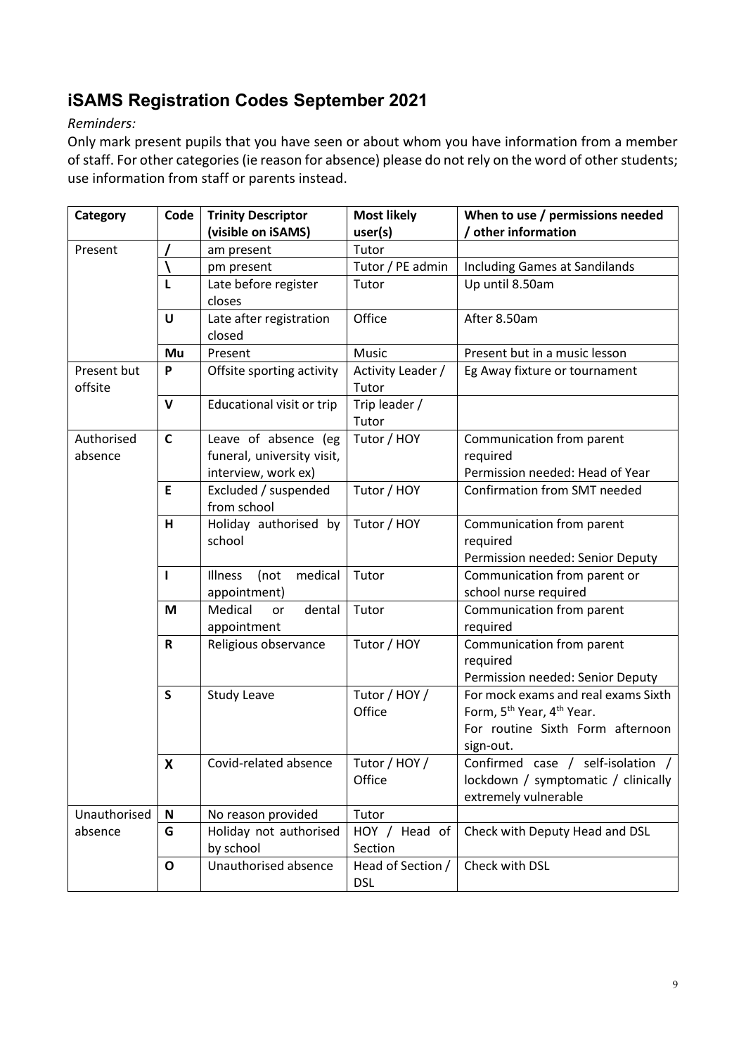## iSAMS Registration Codes September 2021

*Reminders:*

Only mark present pupils that you have seen or about whom you have information from a member of staff. For other categories (ie reason for absence) please do not rely on the word of other students; use information from staff or parents instead.

| Category | Code | Trinity Descriptor (visible on iSAMS) | Most likely user(s) | When to use / permissions needed / other information |
|---|---|---|---|---|
| Present | **/** | am present | Tutor | |
| | **\\** | pm present | Tutor / PE admin | Including Games at Sandilands |
| | **L** | Late before register closes | Tutor | Up until 8.50am |
| | **U** | Late after registration closed | Office | After 8.50am |
| | **Mu** | Present | Music | Present but in a music lesson |
| Present but offsite | **P** | Offsite sporting activity | Activity Leader / Tutor | Eg Away fixture or tournament |
| | **V** | Educational visit or trip | Trip leader / Tutor | |
| Authorised absence | **C** | Leave of absence (eg funeral, university visit, interview, work ex) | Tutor / HOY | Communication from parent required<br>Permission needed: Head of Year |
| | **E** | Excluded / suspended from school | Tutor / HOY | Confirmation from SMT needed |
| | **H** | Holiday authorised by school | Tutor / HOY | Communication from parent required<br>Permission needed: Senior Deputy |
| | **I** | Illness (not medical appointment) | Tutor | Communication from parent or school nurse required |
| | **M** | Medical or dental appointment | Tutor | Communication from parent required |
| | **R** | Religious observance | Tutor / HOY | Communication from parent required<br>Permission needed: Senior Deputy |
| | **S** | Study Leave | Tutor / HOY / Office | For mock exams and real exams Sixth Form, 5th Year, 4th Year.<br>For routine Sixth Form afternoon sign-out. |
| | **X** | Covid-related absence | Tutor / HOY / Office | Confirmed case / self-isolation / lockdown / symptomatic / clinically extremely vulnerable |
| Unauthorised absence | **N** | No reason provided | Tutor | |
| | **G** | Holiday not authorised by school | HOY / Head of Section | Check with Deputy Head and DSL |
| | **O** | Unauthorised absence | Head of Section / DSL | Check with DSL |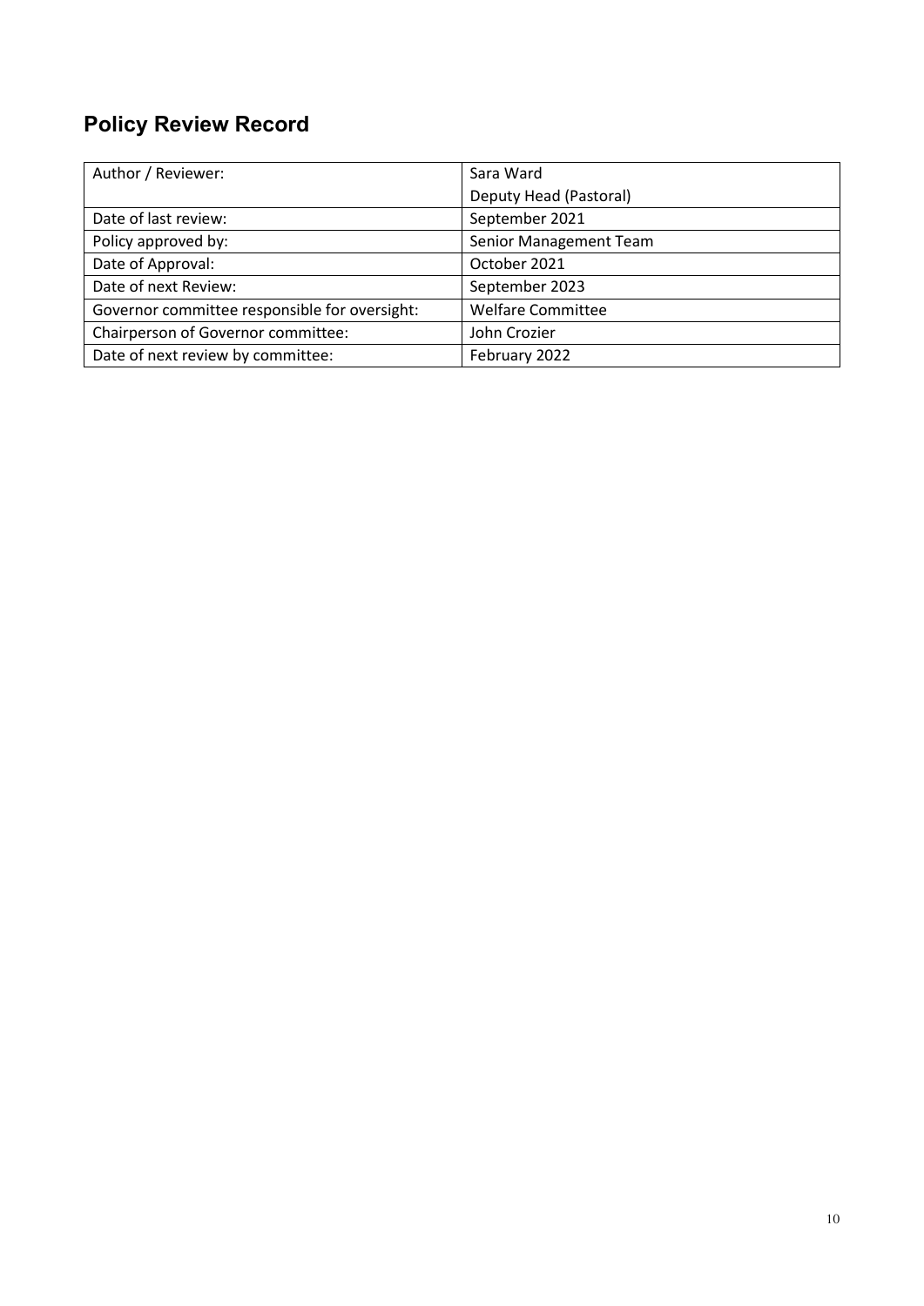## Policy Review Record

| | |
|---|---|
| Author / Reviewer: | Sara Ward<br>Deputy Head (Pastoral) |
| Date of last review: | September 2021 |
| Policy approved by: | Senior Management Team |
| Date of Approval: | October 2021 |
| Date of next Review: | September 2023 |
| Governor committee responsible for oversight: | Welfare Committee |
| Chairperson of Governor committee: | John Crozier |
| Date of next review by committee: | February 2022 |